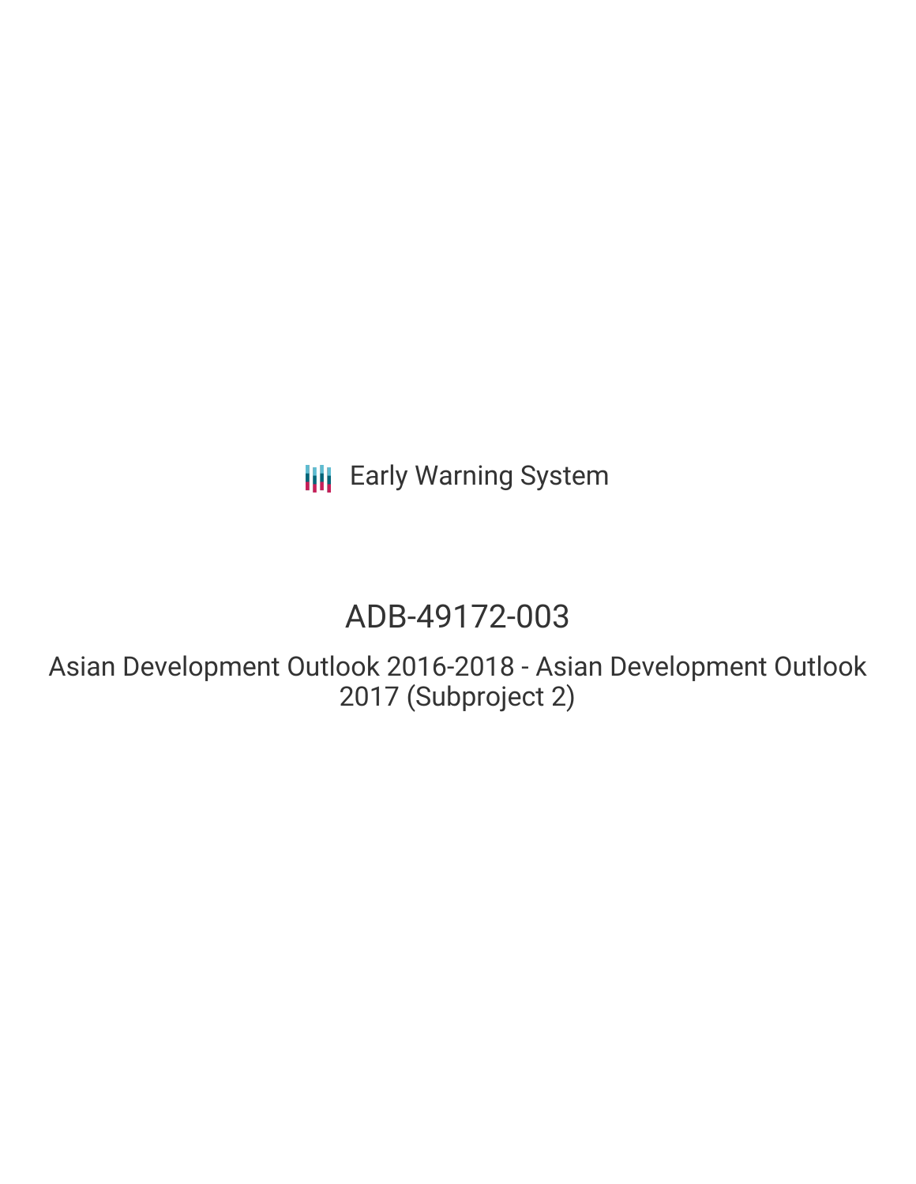Early Warning System

# ADB-49172-003

## Asian Development Outlook 2016-2018 - Asian Development Outlook 2017 (Subproject 2)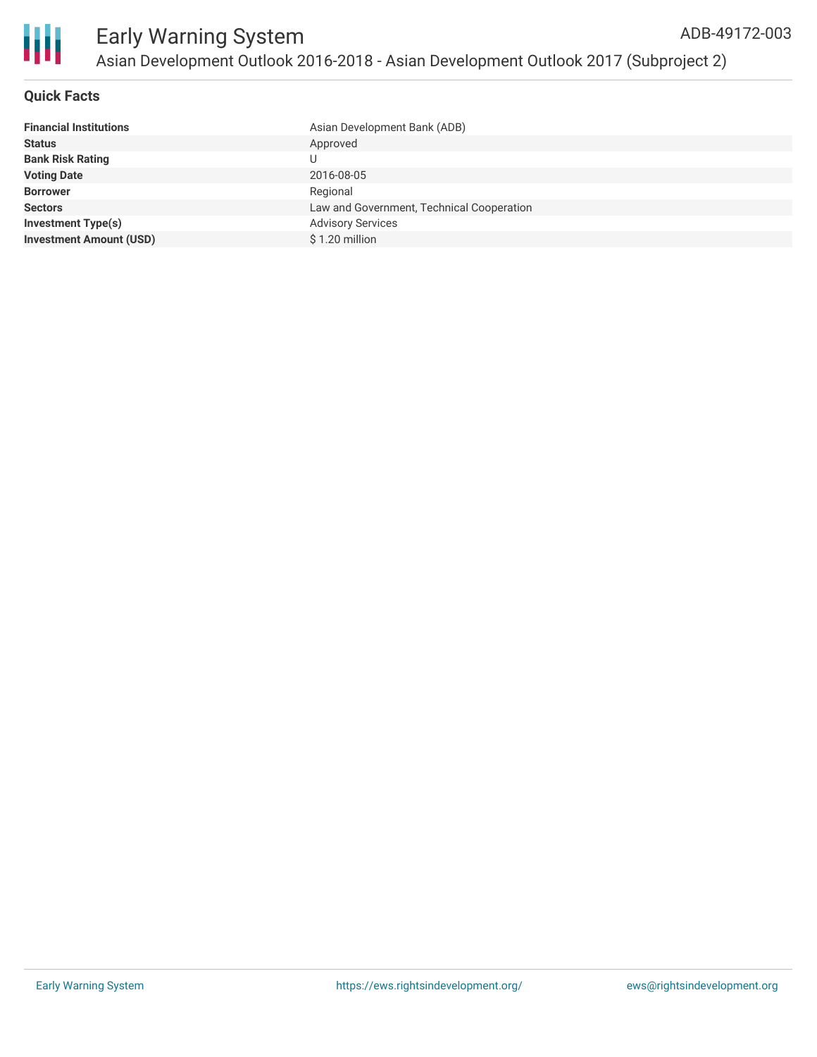# Early Warning System

## Asian Development Outlook 2016-2018 - Asian Development Outlook 2017 (Subproject 2)

ADB-49172-003

### Quick Facts

| | |
|---|---|
| **Financial Institutions** | Asian Development Bank (ADB) |
| **Status** | Approved |
| **Bank Risk Rating** | U |
| **Voting Date** | 2016-08-05 |
| **Borrower** | Regional |
| **Sectors** | Law and Government, Technical Cooperation |
| **Investment Type(s)** | Advisory Services |
| **Investment Amount (USD)** | $ 1.20 million |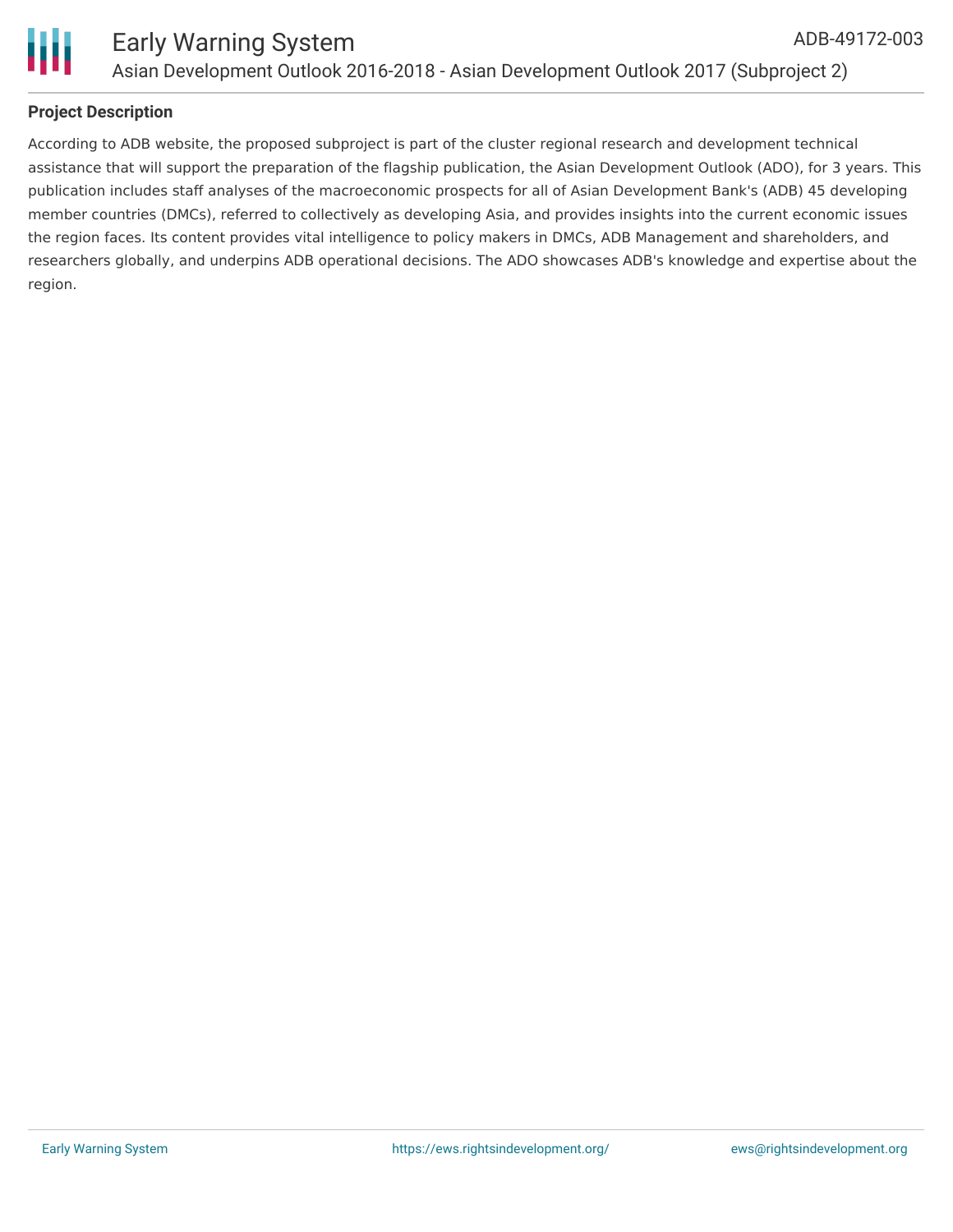## Project Description

According to ADB website, the proposed subproject is part of the cluster regional research and development technical assistance that will support the preparation of the flagship publication, the Asian Development Outlook (ADO), for 3 years. This publication includes staff analyses of the macroeconomic prospects for all of Asian Development Bank's (ADB) 45 developing member countries (DMCs), referred to collectively as developing Asia, and provides insights into the current economic issues the region faces. Its content provides vital intelligence to policy makers in DMCs, ADB Management and shareholders, and researchers globally, and underpins ADB operational decisions. The ADO showcases ADB's knowledge and expertise about the region.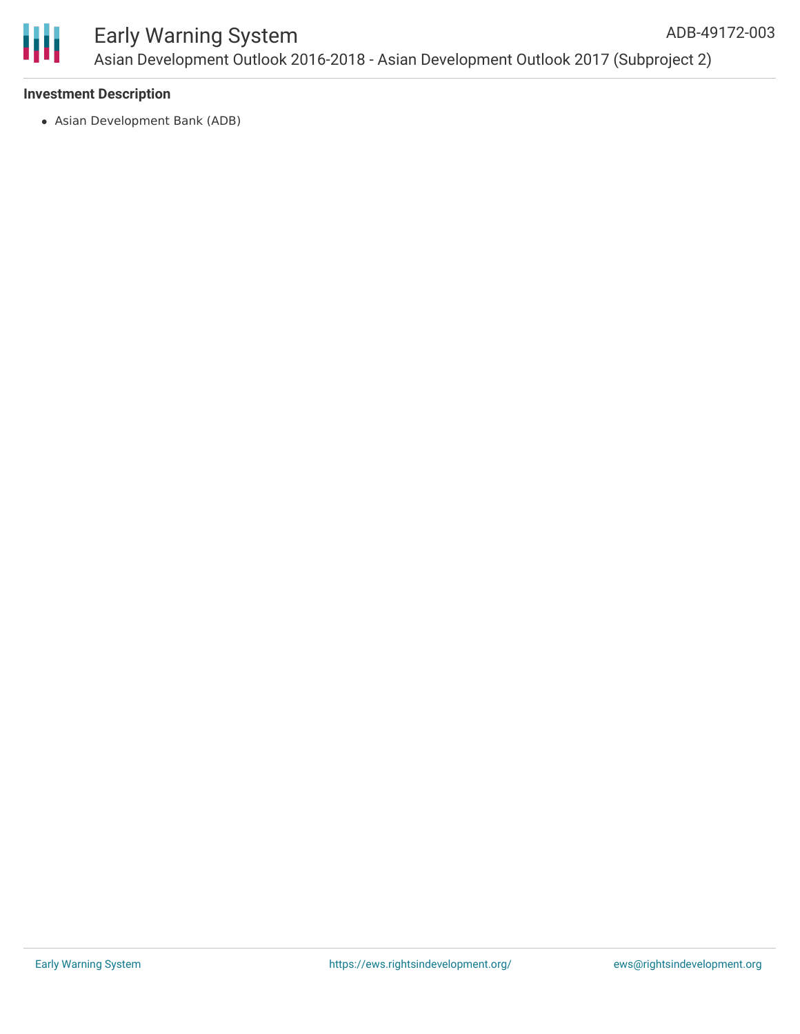### Investment Description

- Asian Development Bank (ADB)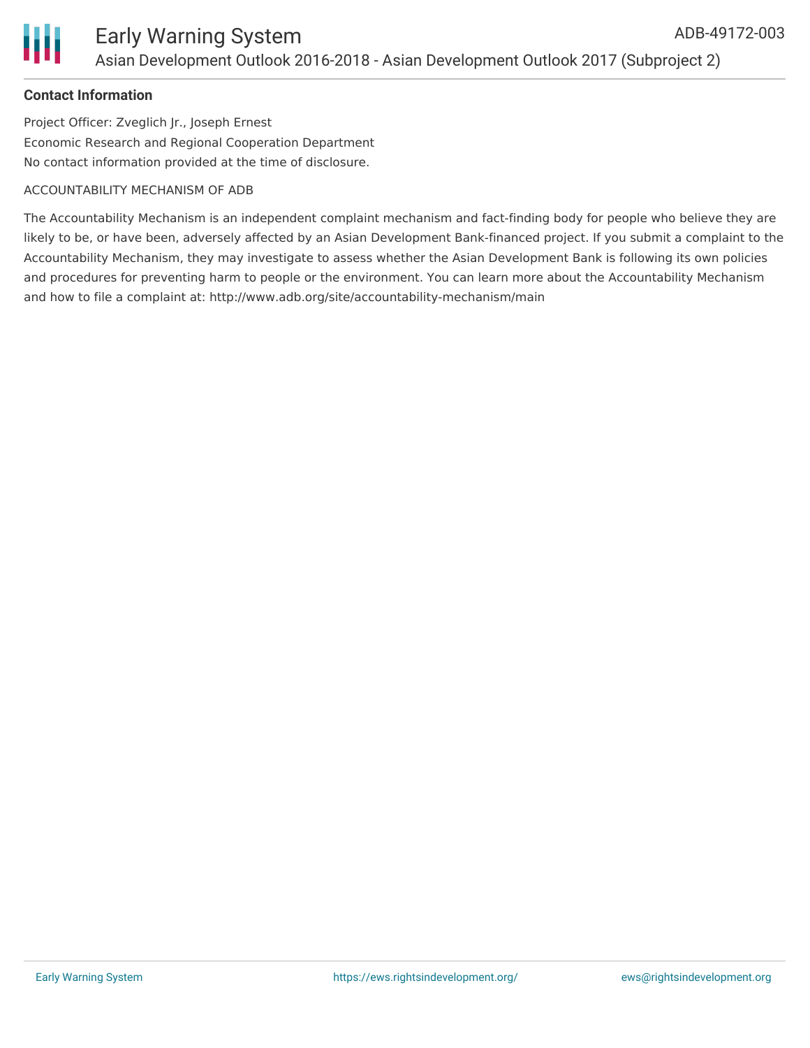**Contact Information**

Project Officer: Zveglich Jr., Joseph Ernest
Economic Research and Regional Cooperation Department
No contact information provided at the time of disclosure.

ACCOUNTABILITY MECHANISM OF ADB

The Accountability Mechanism is an independent complaint mechanism and fact-finding body for people who believe they are likely to be, or have been, adversely affected by an Asian Development Bank-financed project. If you submit a complaint to the Accountability Mechanism, they may investigate to assess whether the Asian Development Bank is following its own policies and procedures for preventing harm to people or the environment. You can learn more about the Accountability Mechanism and how to file a complaint at: http://www.adb.org/site/accountability-mechanism/main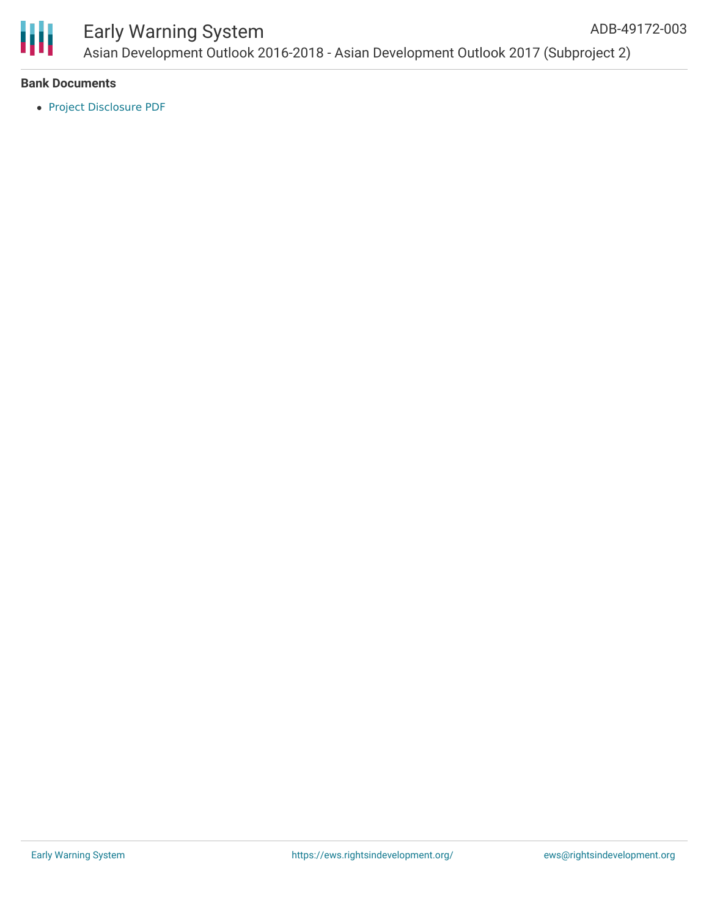**Bank Documents**

- Project Disclosure PDF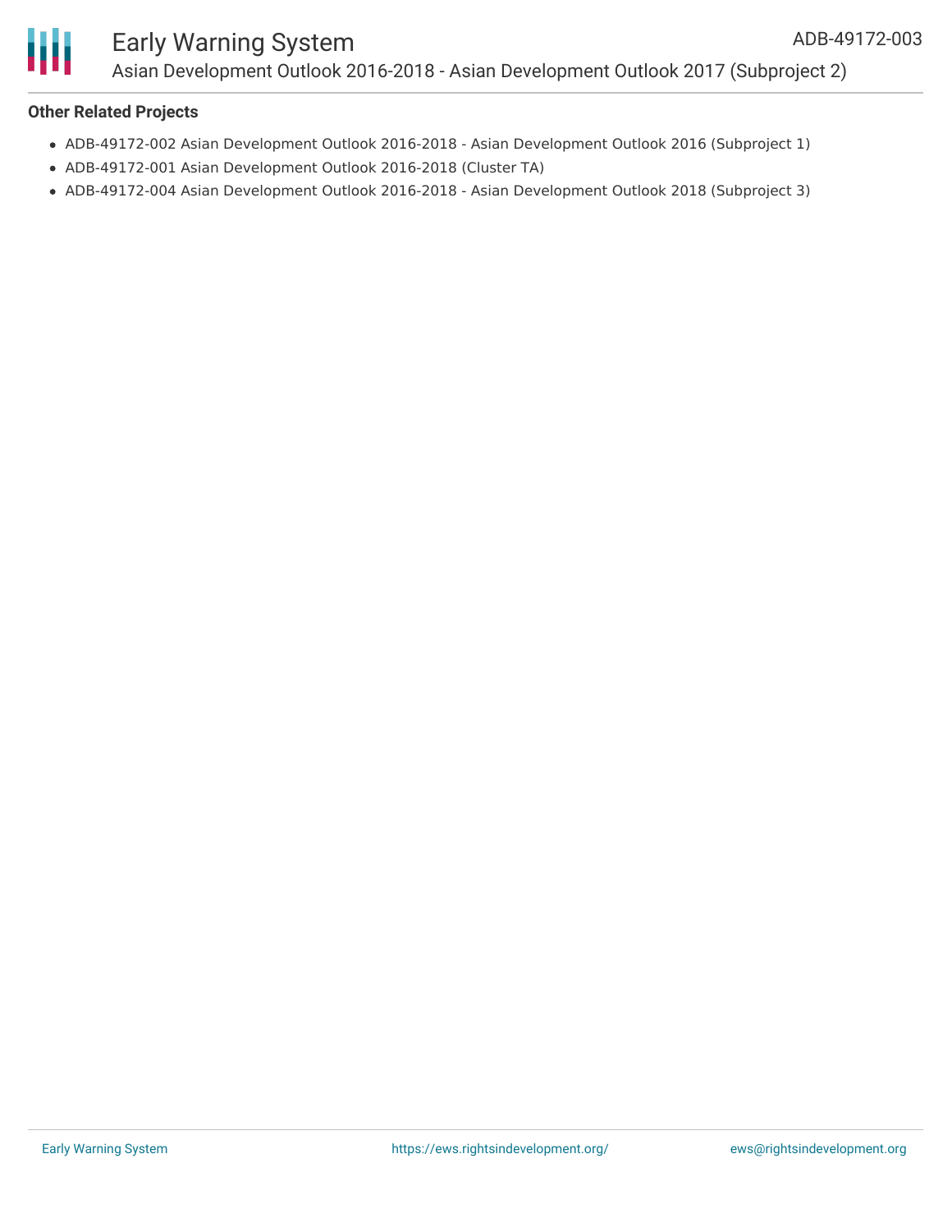**Other Related Projects**

- ADB-49172-002 Asian Development Outlook 2016-2018 - Asian Development Outlook 2016 (Subproject 1)
- ADB-49172-001 Asian Development Outlook 2016-2018 (Cluster TA)
- ADB-49172-004 Asian Development Outlook 2016-2018 - Asian Development Outlook 2018 (Subproject 3)